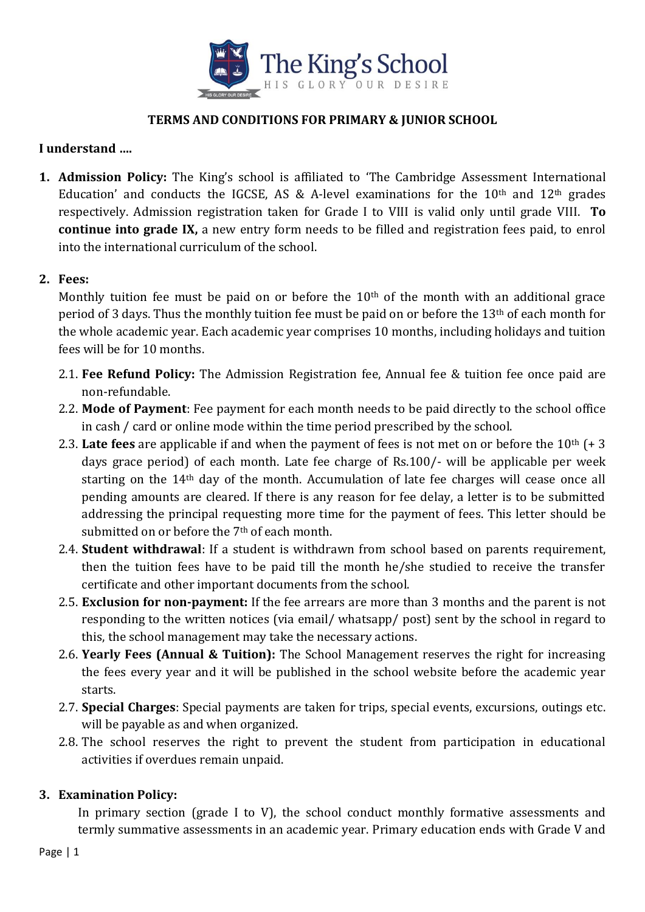# The King's School

HIS GLORY OUR DESIRE

## TERMS AND CONDITIONS FOR PRIMARY & JUNIOR SCHOOL

**I understand ....**

1. **Admission Policy:** The King's school is affiliated to 'The Cambridge Assessment International Education' and conducts the IGCSE, AS & A-level examinations for the 10th and 12th grades respectively. Admission registration taken for Grade I to VIII is valid only until grade VIII. **To continue into grade IX,** a new entry form needs to be filled and registration fees paid, to enrol into the international curriculum of the school.

2. **Fees:**
   Monthly tuition fee must be paid on or before the 10th of the month with an additional grace period of 3 days. Thus the monthly tuition fee must be paid on or before the 13th of each month for the whole academic year. Each academic year comprises 10 months, including holidays and tuition fees will be for 10 months.

   2.1. **Fee Refund Policy:** The Admission Registration fee, Annual fee & tuition fee once paid are non-refundable.

   2.2. **Mode of Payment**: Fee payment for each month needs to be paid directly to the school office in cash / card or online mode within the time period prescribed by the school.

   2.3. **Late fees** are applicable if and when the payment of fees is not met on or before the 10th (+ 3 days grace period) of each month. Late fee charge of Rs.100/- will be applicable per week starting on the 14th day of the month. Accumulation of late fee charges will cease once all pending amounts are cleared. If there is any reason for fee delay, a letter is to be submitted addressing the principal requesting more time for the payment of fees. This letter should be submitted on or before the 7th of each month.

   2.4. **Student withdrawal**: If a student is withdrawn from school based on parents requirement, then the tuition fees have to be paid till the month he/she studied to receive the transfer certificate and other important documents from the school.

   2.5. **Exclusion for non-payment:** If the fee arrears are more than 3 months and the parent is not responding to the written notices (via email/ whatsapp/ post) sent by the school in regard to this, the school management may take the necessary actions.

   2.6. **Yearly Fees (Annual & Tuition):** The School Management reserves the right for increasing the fees every year and it will be published in the school website before the academic year starts.

   2.7. **Special Charges**: Special payments are taken for trips, special events, excursions, outings etc. will be payable as and when organized.

   2.8. The school reserves the right to prevent the student from participation in educational activities if overdues remain unpaid.

3. **Examination Policy:**
   In primary section (grade I to V), the school conduct monthly formative assessments and termly summative assessments in an academic year. Primary education ends with Grade V and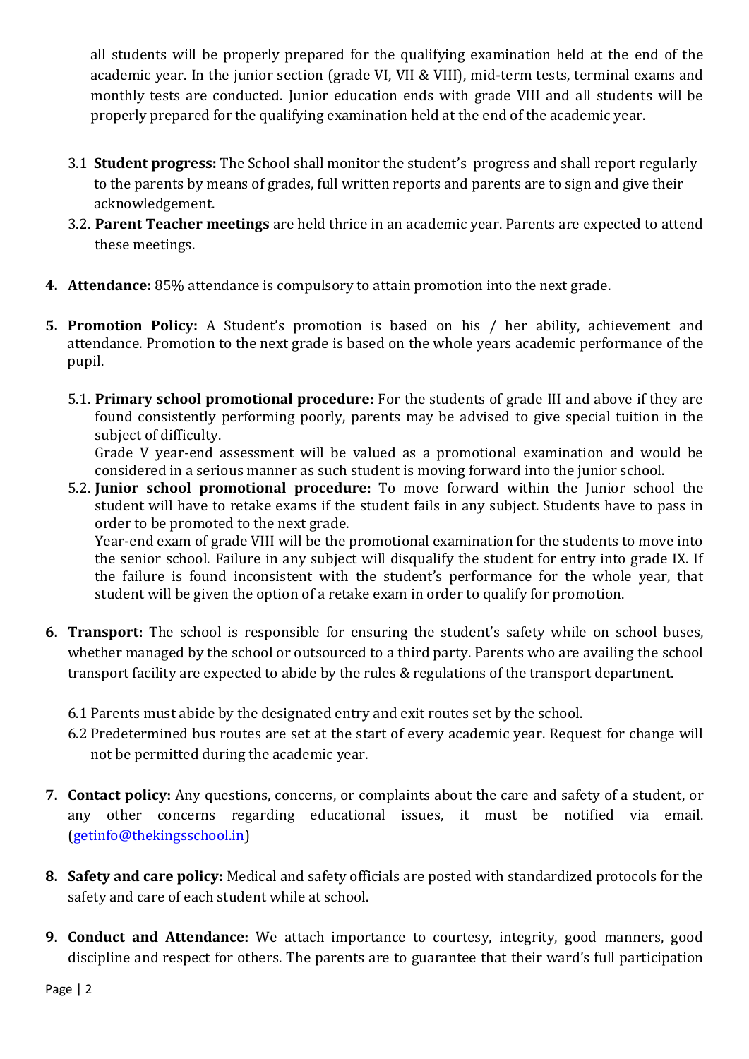all students will be properly prepared for the qualifying examination held at the end of the academic year. In the junior section (grade VI, VII & VIII), mid-term tests, terminal exams and monthly tests are conducted. Junior education ends with grade VIII and all students will be properly prepared for the qualifying examination held at the end of the academic year.

3.1 **Student progress:** The School shall monitor the student's progress and shall report regularly to the parents by means of grades, full written reports and parents are to sign and give their acknowledgement.

3.2. **Parent Teacher meetings** are held thrice in an academic year. Parents are expected to attend these meetings.

4. **Attendance:** 85% attendance is compulsory to attain promotion into the next grade.

5. **Promotion Policy:** A Student's promotion is based on his / her ability, achievement and attendance. Promotion to the next grade is based on the whole years academic performance of the pupil.

   5.1. **Primary school promotional procedure:** For the students of grade III and above if they are found consistently performing poorly, parents may be advised to give special tuition in the subject of difficulty.
   Grade V year-end assessment will be valued as a promotional examination and would be considered in a serious manner as such student is moving forward into the junior school.

   5.2. **Junior school promotional procedure:** To move forward within the Junior school the student will have to retake exams if the student fails in any subject. Students have to pass in order to be promoted to the next grade.
   Year-end exam of grade VIII will be the promotional examination for the students to move into the senior school. Failure in any subject will disqualify the student for entry into grade IX. If the failure is found inconsistent with the student's performance for the whole year, that student will be given the option of a retake exam in order to qualify for promotion.

6. **Transport:** The school is responsible for ensuring the student's safety while on school buses, whether managed by the school or outsourced to a third party. Parents who are availing the school transport facility are expected to abide by the rules & regulations of the transport department.

   6.1 Parents must abide by the designated entry and exit routes set by the school.

   6.2 Predetermined bus routes are set at the start of every academic year. Request for change will not be permitted during the academic year.

7. **Contact policy:** Any questions, concerns, or complaints about the care and safety of a student, or any other concerns regarding educational issues, it must be notified via email. (getinfo@thekingsschool.in)

8. **Safety and care policy:** Medical and safety officials are posted with standardized protocols for the safety and care of each student while at school.

9. **Conduct and Attendance:** We attach importance to courtesy, integrity, good manners, good discipline and respect for others. The parents are to guarantee that their ward's full participation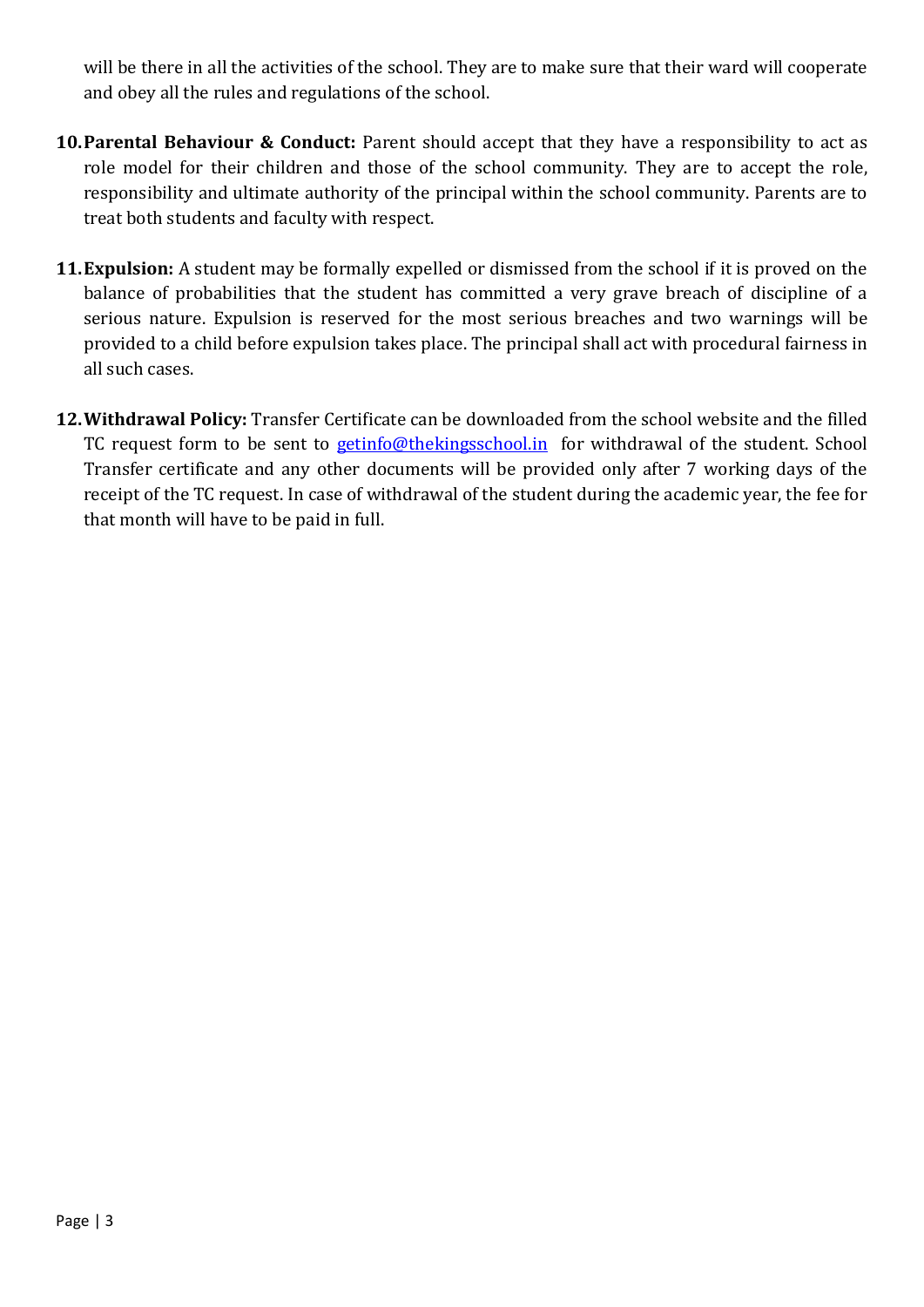will be there in all the activities of the school. They are to make sure that their ward will cooperate and obey all the rules and regulations of the school.

10. **Parental Behaviour & Conduct:** Parent should accept that they have a responsibility to act as role model for their children and those of the school community. They are to accept the role, responsibility and ultimate authority of the principal within the school community. Parents are to treat both students and faculty with respect.

11. **Expulsion:** A student may be formally expelled or dismissed from the school if it is proved on the balance of probabilities that the student has committed a very grave breach of discipline of a serious nature. Expulsion is reserved for the most serious breaches and two warnings will be provided to a child before expulsion takes place. The principal shall act with procedural fairness in all such cases.

12. **Withdrawal Policy:** Transfer Certificate can be downloaded from the school website and the filled TC request form to be sent to [getinfo@thekingsschool.in](mailto:getinfo@thekingsschool.in) for withdrawal of the student. School Transfer certificate and any other documents will be provided only after 7 working days of the receipt of the TC request. In case of withdrawal of the student during the academic year, the fee for that month will have to be paid in full.